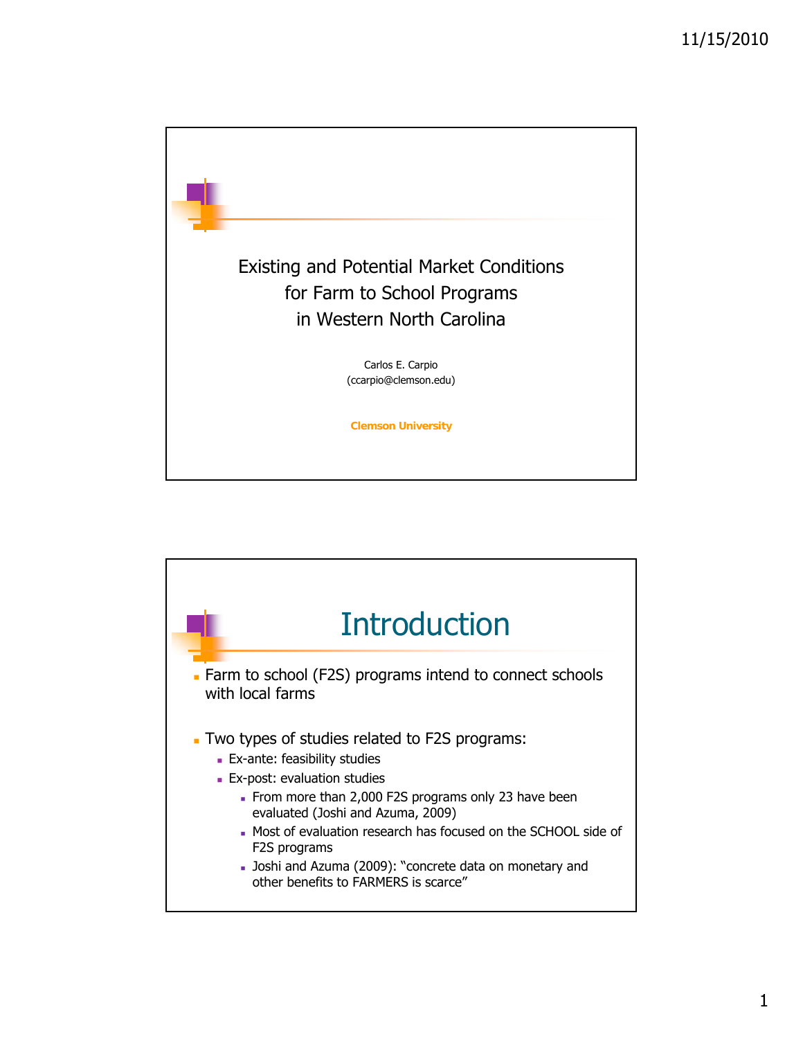# Existing and Potential Market Conditions for Farm to School Programs in Western North Carolina

Carlos E. Carpio
(ccarpio@clemson.edu)

**Clemson University**

## Introduction

- Farm to school (F2S) programs intend to connect schools with local farms
- Two types of studies related to F2S programs:
  - Ex-ante: feasibility studies
  - Ex-post: evaluation studies
    - From more than 2,000 F2S programs only 23 have been evaluated (Joshi and Azuma, 2009)
    - Most of evaluation research has focused on the SCHOOL side of F2S programs
    - Joshi and Azuma (2009): "concrete data on monetary and other benefits to FARMERS is scarce"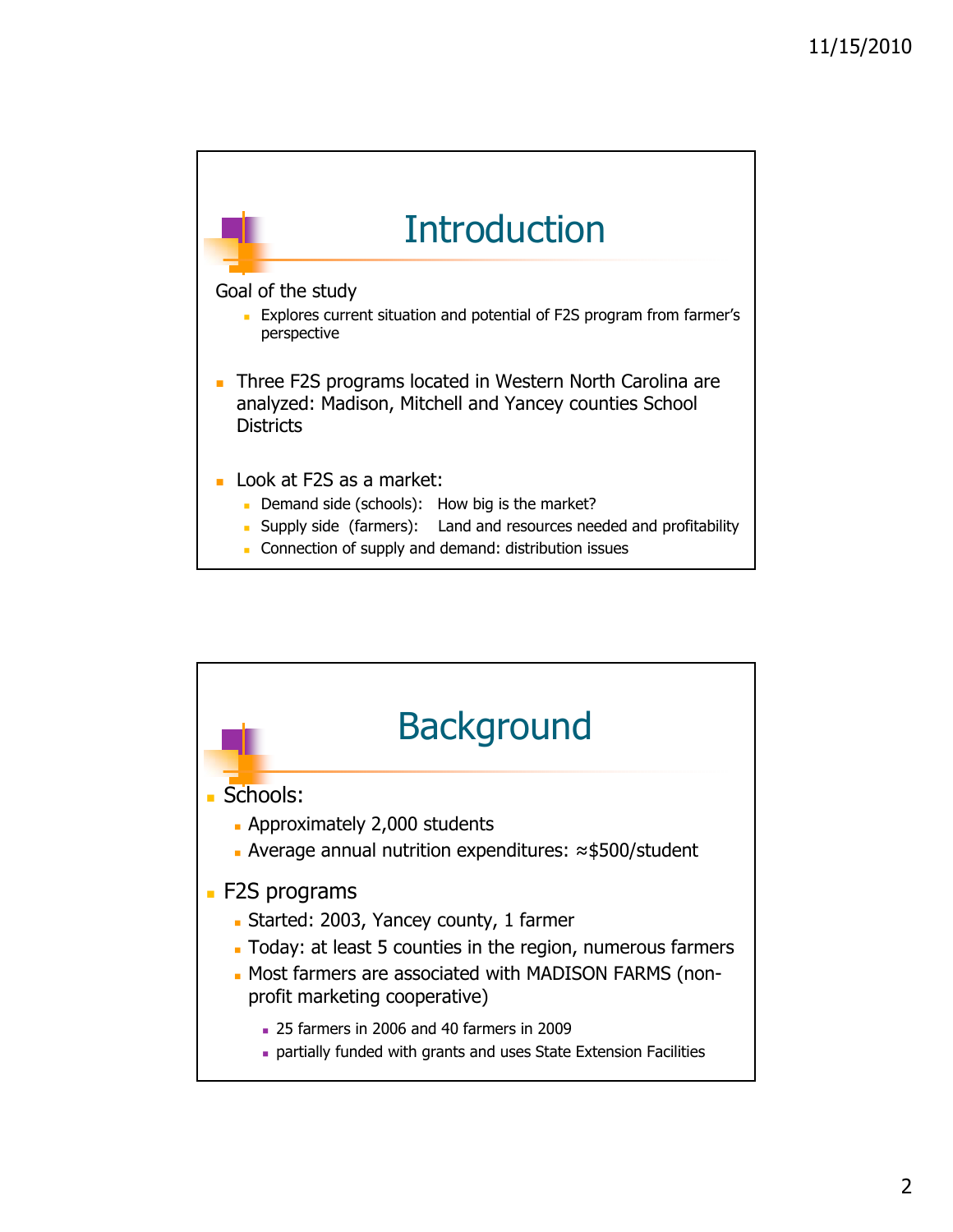# Introduction

Goal of the study

- Explores current situation and potential of F2S program from farmer's perspective

- Three F2S programs located in Western North Carolina are analyzed: Madison, Mitchell and Yancey counties School Districts

- Look at F2S as a market:
  - Demand side (schools): How big is the market?
  - Supply side (farmers): Land and resources needed and profitability
  - Connection of supply and demand: distribution issues

# Background

- Schools:
  - Approximately 2,000 students
  - Average annual nutrition expenditures: ≈$500/student
- F2S programs
  - Started: 2003, Yancey county, 1 farmer
  - Today: at least 5 counties in the region, numerous farmers
  - Most farmers are associated with MADISON FARMS (non-profit marketing cooperative)
    - 25 farmers in 2006 and 40 farmers in 2009
    - partially funded with grants and uses State Extension Facilities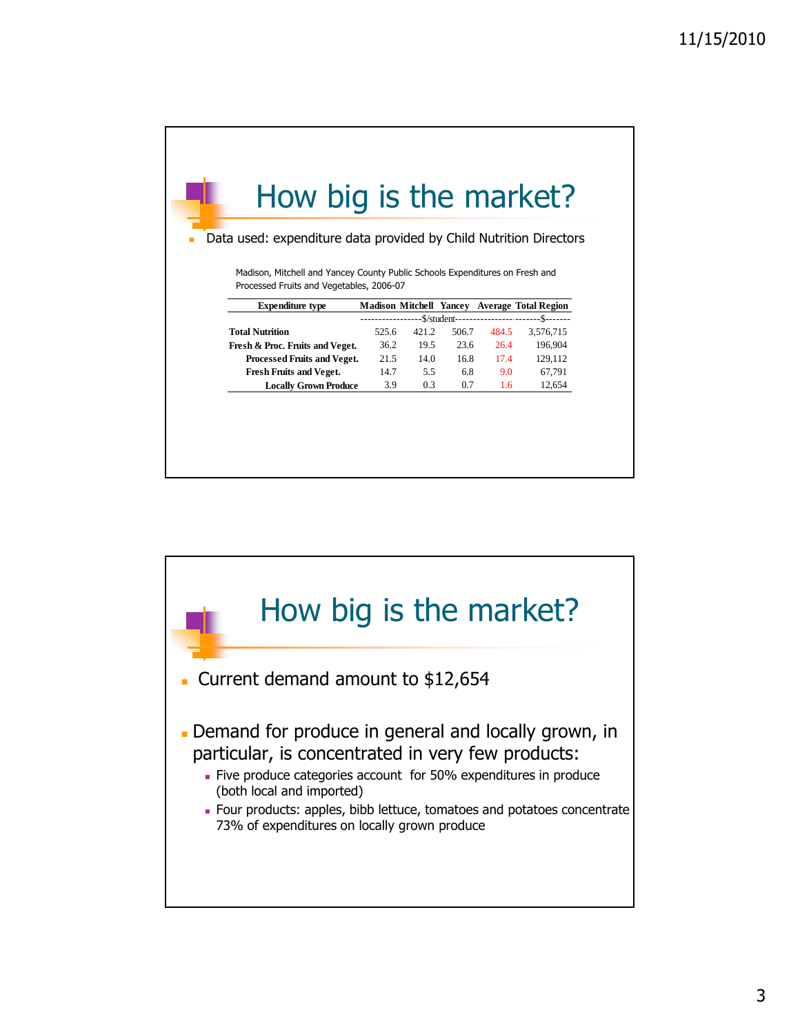## How big is the market?

- Data used: expenditure data provided by Child Nutrition Directors

Madison, Mitchell and Yancey County Public Schools Expenditures on Fresh and Processed Fruits and Vegetables, 2006-07

| Expenditure type | Madison | Mitchell | Yancey | Average | Total Region |
|---|---|---|---|---|---|
| | $/student | | | | $ |
| **Total Nutrition** | 525.6 | 421.2 | 506.7 | 484.5 | 3,576,715 |
| **Fresh & Proc. Fruits and Veget.** | 36.2 | 19.5 | 23.6 | 26.4 | 196,904 |
| **Processed Fruits and Veget.** | 21.5 | 14.0 | 16.8 | 17.4 | 129,112 |
| **Fresh Fruits and Veget.** | 14.7 | 5.5 | 6.8 | 9.0 | 67,791 |
| **Locally Grown Produce** | 3.9 | 0.3 | 0.7 | 1.6 | 12,654 |

## How big is the market?

- Current demand amount to $12,654
- Demand for produce in general and locally grown, in particular, is concentrated in very few products:
  - Five produce categories account for 50% expenditures in produce (both local and imported)
  - Four products: apples, bibb lettuce, tomatoes and potatoes concentrate 73% of expenditures on locally grown produce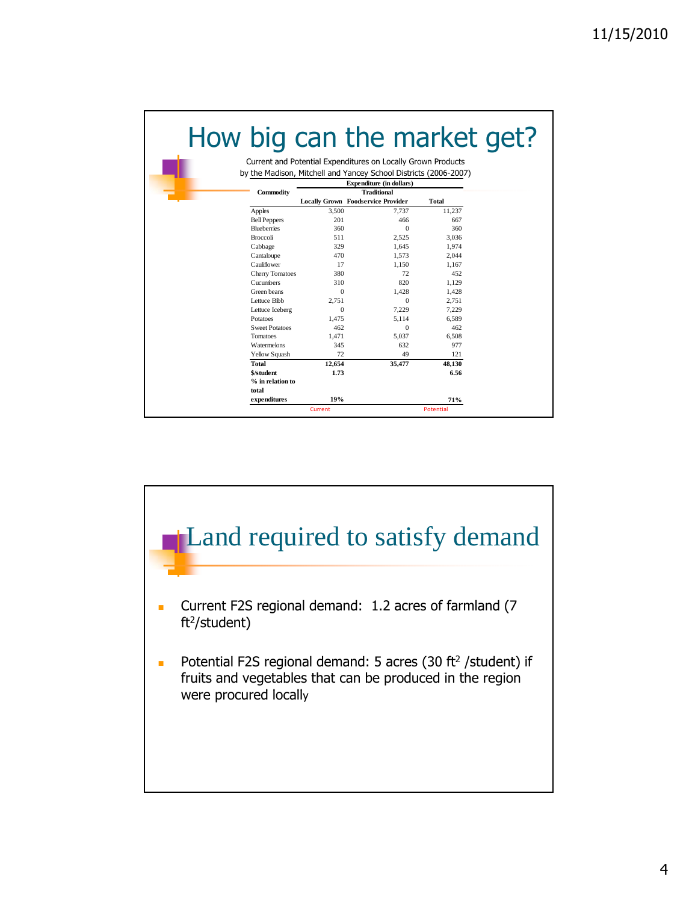# How big can the market get?

Current and Potential Expenditures on Locally Grown Products by the Madison, Mitchell and Yancey School Districts (2006-2007)

| Commodity | Expenditure (in dollars) | | |
|---|---|---|---|
| | Locally Grown | Traditional Foodservice Provider | Total |
| Apples | 3,500 | 7,737 | 11,237 |
| Bell Peppers | 201 | 466 | 667 |
| Blueberries | 360 | 0 | 360 |
| Broccoli | 511 | 2,525 | 3,036 |
| Cabbage | 329 | 1,645 | 1,974 |
| Cantaloupe | 470 | 1,573 | 2,044 |
| Cauliflower | 17 | 1,150 | 1,167 |
| Cherry Tomatoes | 380 | 72 | 452 |
| Cucumbers | 310 | 820 | 1,129 |
| Green beans | 0 | 1,428 | 1,428 |
| Lettuce Bibb | 2,751 | 0 | 2,751 |
| Lettuce Iceberg | 0 | 7,229 | 7,229 |
| Potatoes | 1,475 | 5,114 | 6,589 |
| Sweet Potatoes | 462 | 0 | 462 |
| Tomatoes | 1,471 | 5,037 | 6,508 |
| Watermelons | 345 | 632 | 977 |
| Yellow Squash | 72 | 49 | 121 |
| **Total** | **12,654** | **35,477** | **48,130** |
| **$/student** | **1.73** | | **6.56** |
| **% in relation to total expenditures** | **19%** | | **71%** |
| | Current | | Potential |

# Land required to satisfy demand

- Current F2S regional demand: 1.2 acres of farmland (7 $ft^2$/student)
- Potential F2S regional demand: 5 acres (30 $ft^2$ /student) if fruits and vegetables that can be produced in the region were procured locally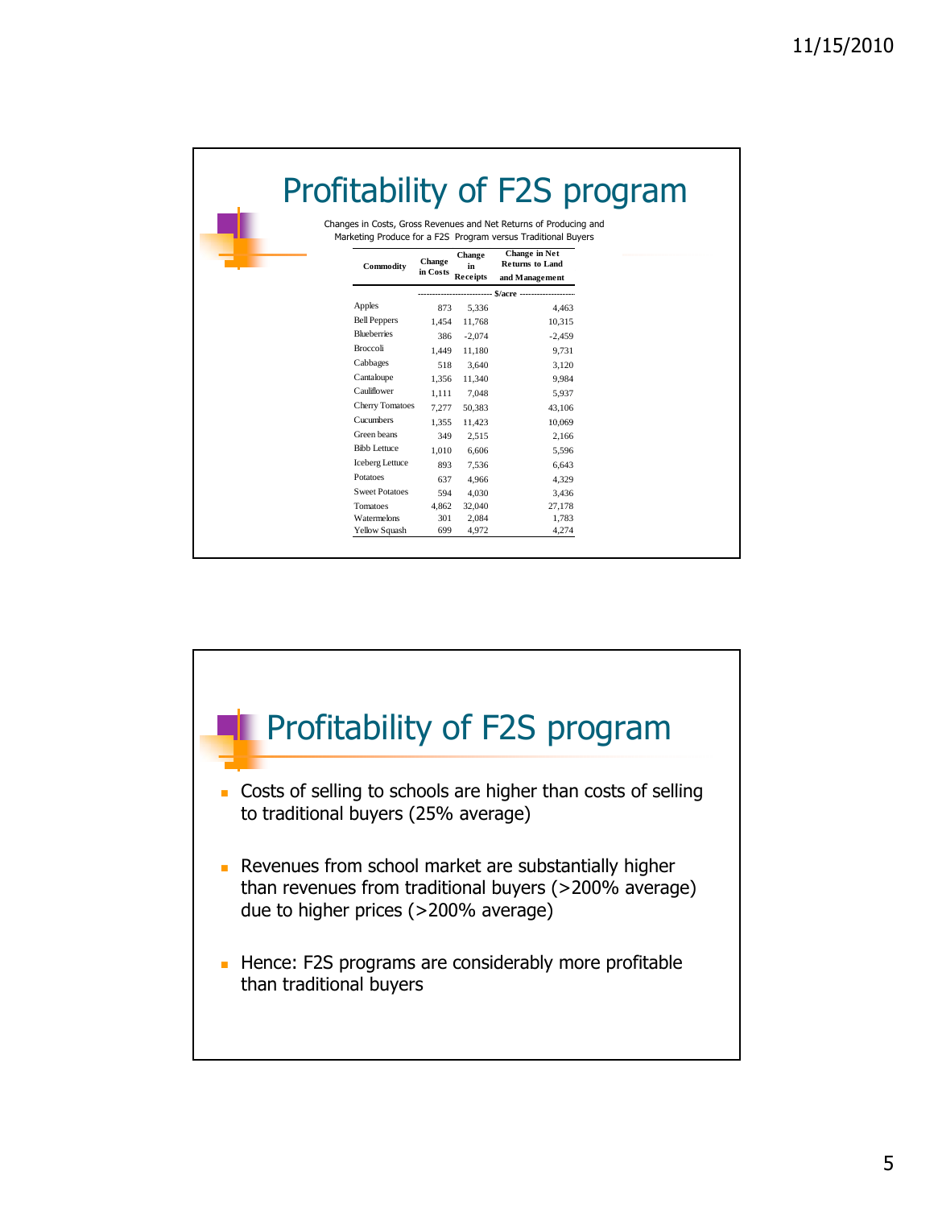# Profitability of F2S program

Changes in Costs, Gross Revenues and Net Returns of Producing and Marketing Produce for a F2S Program versus Traditional Buyers

| Commodity | Change in Costs | Change in Receipts | Change in Net Returns to Land and Management |
|---|---|---|---|
| | $/acre | | |
| Apples | 873 | 5,336 | 4,463 |
| Bell Peppers | 1,454 | 11,768 | 10,315 |
| Blueberries | 386 | -2,074 | -2,459 |
| Broccoli | 1,449 | 11,180 | 9,731 |
| Cabbages | 518 | 3,640 | 3,120 |
| Cantaloupe | 1,356 | 11,340 | 9,984 |
| Cauliflower | 1,111 | 7,048 | 5,937 |
| Cherry Tomatoes | 7,277 | 50,383 | 43,106 |
| Cucumbers | 1,355 | 11,423 | 10,069 |
| Green beans | 349 | 2,515 | 2,166 |
| Bibb Lettuce | 1,010 | 6,606 | 5,596 |
| Iceberg Lettuce | 893 | 7,536 | 6,643 |
| Potatoes | 637 | 4,966 | 4,329 |
| Sweet Potatoes | 594 | 4,030 | 3,436 |
| Tomatoes | 4,862 | 32,040 | 27,178 |
| Watermelons | 301 | 2,084 | 1,783 |
| Yellow Squash | 699 | 4,972 | 4,274 |

# Profitability of F2S program

- Costs of selling to schools are higher than costs of selling to traditional buyers (25% average)
- Revenues from school market are substantially higher than revenues from traditional buyers (>200% average) due to higher prices (>200% average)
- Hence: F2S programs are considerably more profitable than traditional buyers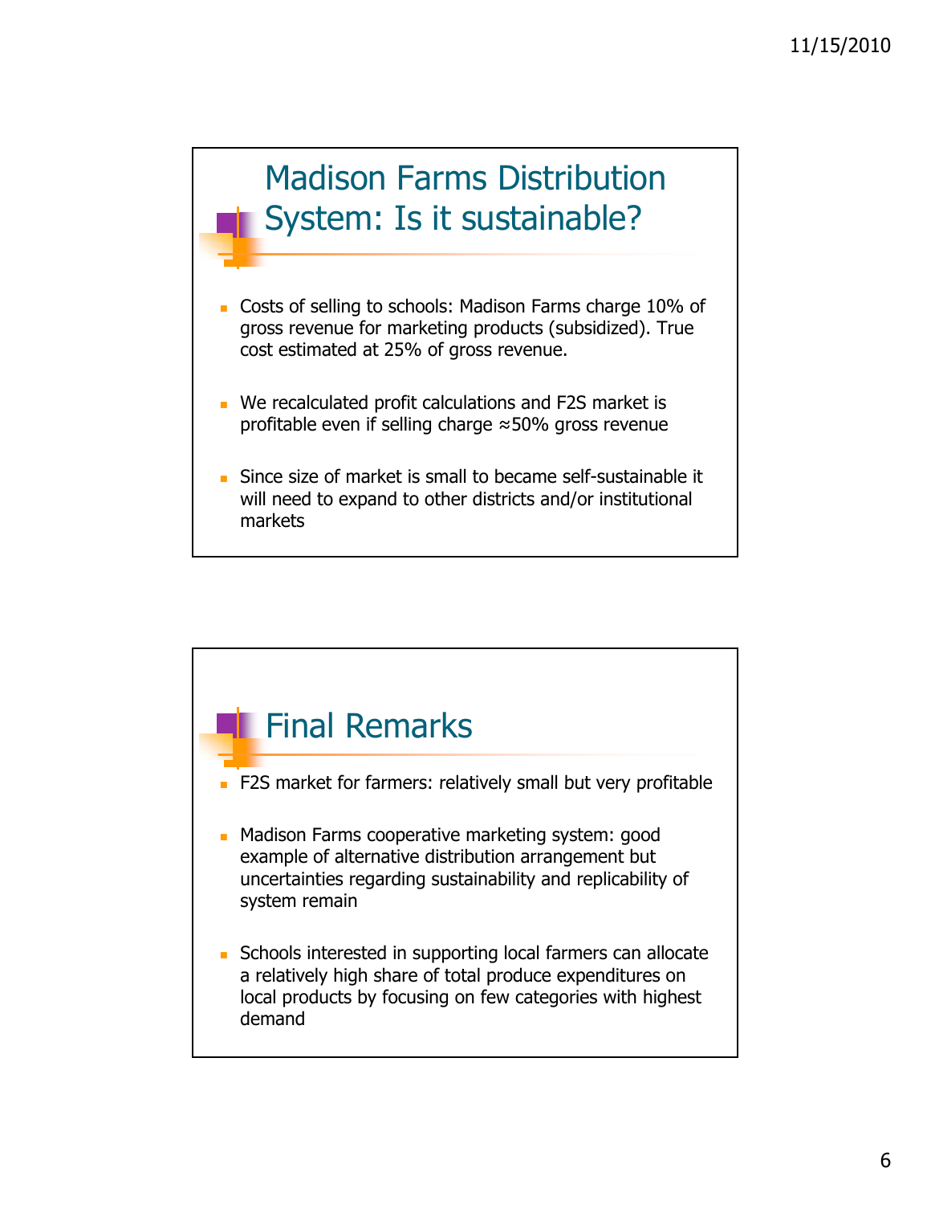## Madison Farms Distribution System: Is it sustainable?

- Costs of selling to schools: Madison Farms charge 10% of gross revenue for marketing products (subsidized). True cost estimated at 25% of gross revenue.
- We recalculated profit calculations and F2S market is profitable even if selling charge ≈50% gross revenue
- Since size of market is small to became self-sustainable it will need to expand to other districts and/or institutional markets

## Final Remarks

- F2S market for farmers: relatively small but very profitable
- Madison Farms cooperative marketing system: good example of alternative distribution arrangement but uncertainties regarding sustainability and replicability of system remain
- Schools interested in supporting local farmers can allocate a relatively high share of total produce expenditures on local products by focusing on few categories with highest demand